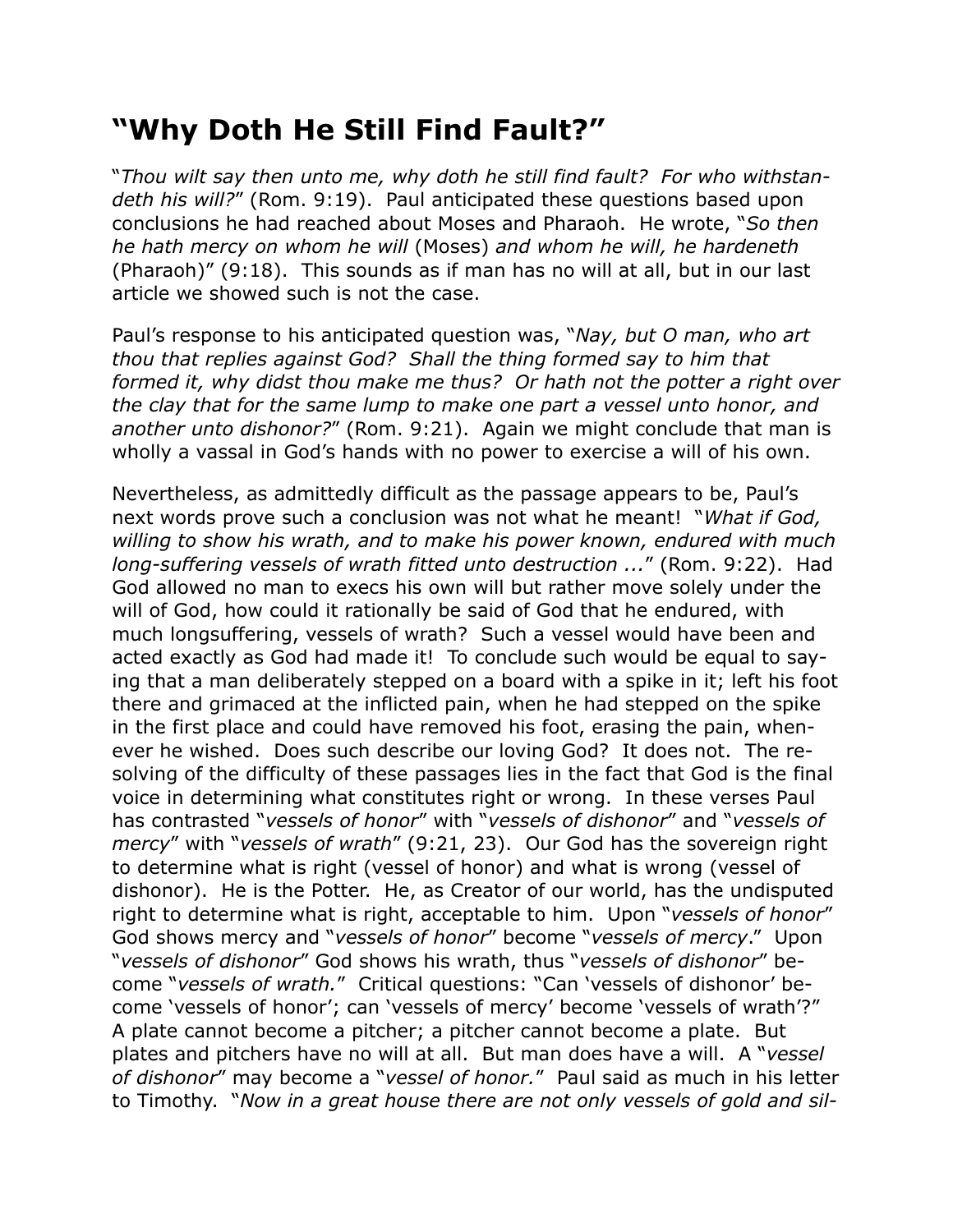# "Why Doth He Still Find Fault?"

"*Thou wilt say then unto me, why doth he still find fault? For who withstandeth his will?*" (Rom. 9:19). Paul anticipated these questions based upon conclusions he had reached about Moses and Pharaoh. He wrote, "*So then he hath mercy on whom he will* (Moses) *and whom he will, he hardeneth* (Pharaoh)" (9:18). This sounds as if man has no will at all, but in our last article we showed such is not the case.

Paul's response to his anticipated question was, "*Nay, but O man, who art thou that replies against God? Shall the thing formed say to him that formed it, why didst thou make me thus? Or hath not the potter a right over the clay that for the same lump to make one part a vessel unto honor, and another unto dishonor?*" (Rom. 9:21). Again we might conclude that man is wholly a vassal in God's hands with no power to exercise a will of his own.

Nevertheless, as admittedly difficult as the passage appears to be, Paul's next words prove such a conclusion was not what he meant! "*What if God, willing to show his wrath, and to make his power known, endured with much long-suffering vessels of wrath fitted unto destruction ...*" (Rom. 9:22). Had God allowed no man to execs his own will but rather move solely under the will of God, how could it rationally be said of God that he endured, with much longsuffering, vessels of wrath? Such a vessel would have been and acted exactly as God had made it! To conclude such would be equal to saying that a man deliberately stepped on a board with a spike in it; left his foot there and grimaced at the inflicted pain, when he had stepped on the spike in the first place and could have removed his foot, erasing the pain, whenever he wished. Does such describe our loving God? It does not. The resolving of the difficulty of these passages lies in the fact that God is the final voice in determining what constitutes right or wrong. In these verses Paul has contrasted "*vessels of honor*" with "*vessels of dishonor*" and "*vessels of mercy*" with "*vessels of wrath*" (9:21, 23). Our God has the sovereign right to determine what is right (vessel of honor) and what is wrong (vessel of dishonor). He is the Potter. He, as Creator of our world, has the undisputed right to determine what is right, acceptable to him. Upon "*vessels of honor*" God shows mercy and "*vessels of honor*" become "*vessels of mercy*." Upon "*vessels of dishonor*" God shows his wrath, thus "*vessels of dishonor*" become "*vessels of wrath.*" Critical questions: "Can 'vessels of dishonor' become 'vessels of honor'; can 'vessels of mercy' become 'vessels of wrath'?" A plate cannot become a pitcher; a pitcher cannot become a plate. But plates and pitchers have no will at all. But man does have a will. A "*vessel of dishonor*" may become a "*vessel of honor.*" Paul said as much in his letter to Timothy. "*Now in a great house there are not only vessels of gold and sil-*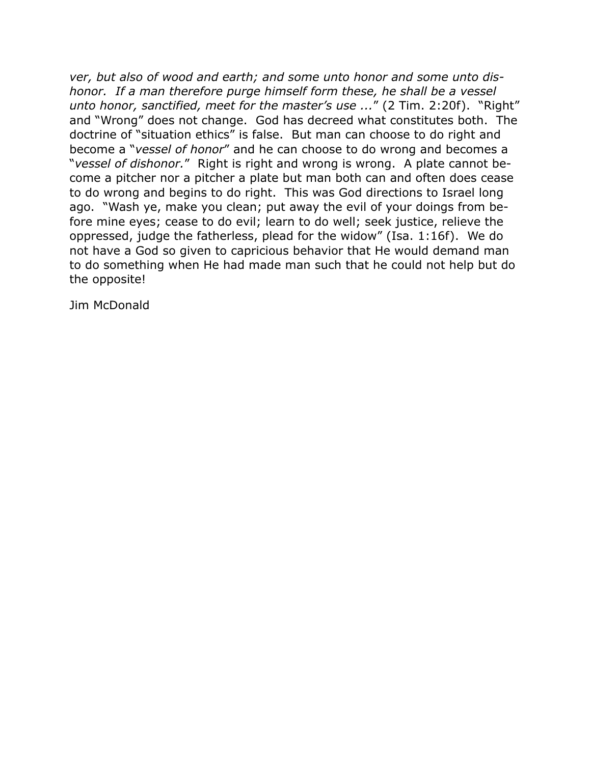*ver, but also of wood and earth; and some unto honor and some unto dishonor. If a man therefore purge himself form these, he shall be a vessel unto honor, sanctified, meet for the master's use ...*" (2 Tim. 2:20f). "Right" and "Wrong" does not change. God has decreed what constitutes both. The doctrine of "situation ethics" is false. But man can choose to do right and become a "*vessel of honor*" and he can choose to do wrong and becomes a "*vessel of dishonor.*" Right is right and wrong is wrong. A plate cannot become a pitcher nor a pitcher a plate but man both can and often does cease to do wrong and begins to do right. This was God directions to Israel long ago. "Wash ye, make you clean; put away the evil of your doings from before mine eyes; cease to do evil; learn to do well; seek justice, relieve the oppressed, judge the fatherless, plead for the widow" (Isa. 1:16f). We do not have a God so given to capricious behavior that He would demand man to do something when He had made man such that he could not help but do the opposite!

Jim McDonald